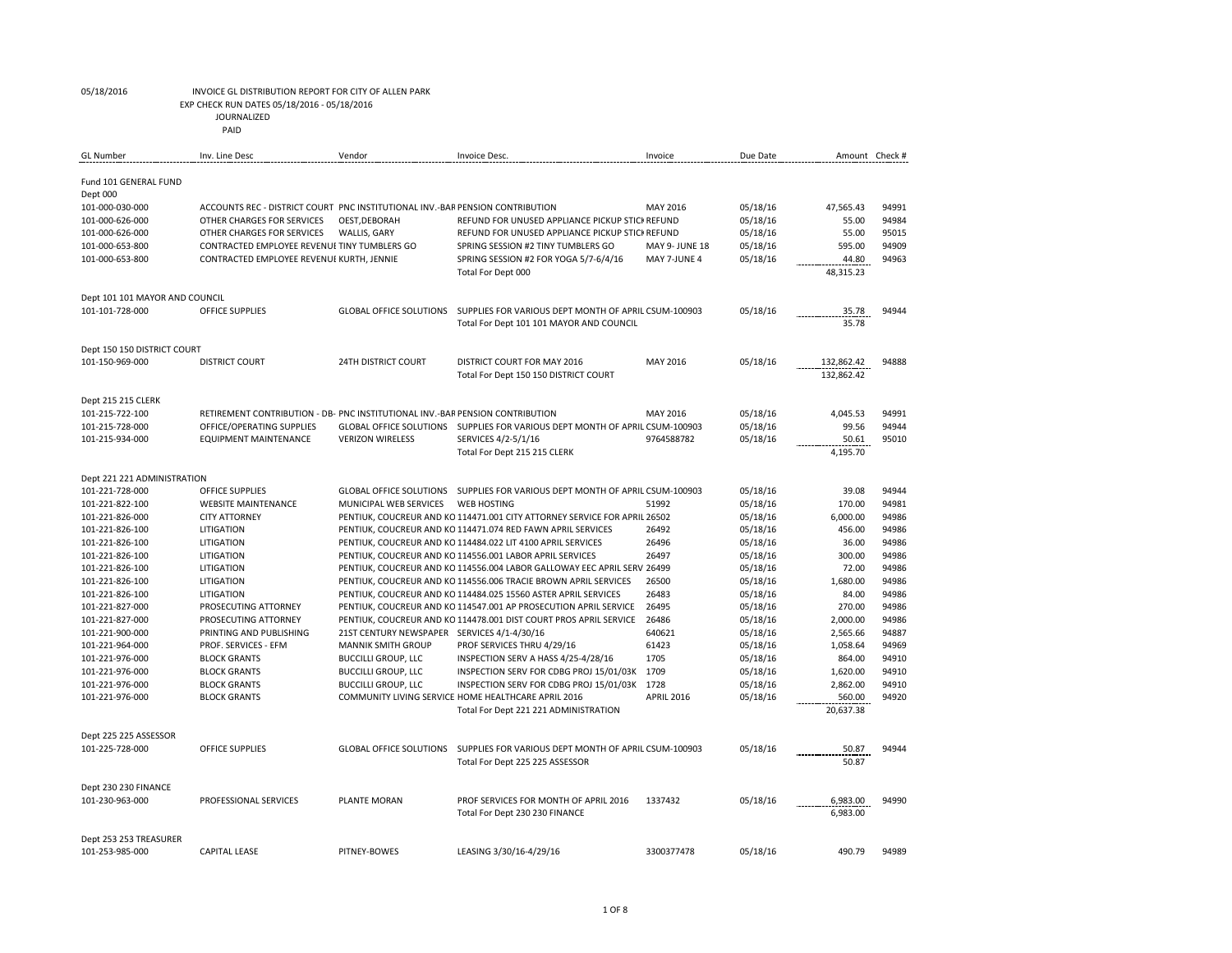05/18/2016 INVOICE GL DISTRIBUTION REPORT FOR CITY OF ALLEN PARK
EXP CHECK RUN DATES 05/18/2016 - 05/18/2016
JOURNALIZED
PAID

| GL Number | Inv. Line Desc | Vendor | Invoice Desc. | Invoice | Due Date | Amount | Check # |
|---|---|---|---|---|---|---|---|
| Fund 101 GENERAL FUND | | | | | | | |
| Dept 000 | | | | | | | |
| 101-000-030-000 | ACCOUNTS REC - DISTRICT COURT | PNC INSTITUTIONAL INV.-BAR | PENSION CONTRIBUTION | MAY 2016 | 05/18/16 | 47,565.43 | 94991 |
| 101-000-626-000 | OTHER CHARGES FOR SERVICES | OEST,DEBORAH | REFUND FOR UNUSED APPLIANCE PICKUP STICK | REFUND | 05/18/16 | 55.00 | 94984 |
| 101-000-626-000 | OTHER CHARGES FOR SERVICES | WALLIS, GARY | REFUND FOR UNUSED APPLIANCE PICKUP STICK | REFUND | 05/18/16 | 55.00 | 95015 |
| 101-000-653-800 | CONTRACTED EMPLOYEE REVENUE | TINY TUMBLERS GO | SPRING SESSION #2 TINY TUMBLERS GO | MAY 9- JUNE 18 | 05/18/16 | 595.00 | 94909 |
| 101-000-653-800 | CONTRACTED EMPLOYEE REVENUE | KURTH, JENNIE | SPRING SESSION #2 FOR YOGA 5/7-6/4/16 | MAY 7-JUNE 4 | 05/18/16 | 44.80 | 94963 |
| | | | Total For Dept 000 | | | 48,315.23 | |
| Dept 101 101 MAYOR AND COUNCIL | | | | | | | |
| 101-101-728-000 | OFFICE SUPPLIES | GLOBAL OFFICE SOLUTIONS | SUPPLIES FOR VARIOUS DEPT MONTH OF APRIL | CSUM-100903 | 05/18/16 | 35.78 | 94944 |
| | | | Total For Dept 101 101 MAYOR AND COUNCIL | | | 35.78 | |
| Dept 150 150 DISTRICT COURT | | | | | | | |
| 101-150-969-000 | DISTRICT COURT | 24TH DISTRICT COURT | DISTRICT COURT FOR MAY 2016 | MAY 2016 | 05/18/16 | 132,862.42 | 94888 |
| | | | Total For Dept 150 150 DISTRICT COURT | | | 132,862.42 | |
| Dept 215 215 CLERK | | | | | | | |
| 101-215-722-100 | RETIREMENT CONTRIBUTION - DB- | PNC INSTITUTIONAL INV.-BAR | PENSION CONTRIBUTION | MAY 2016 | 05/18/16 | 4,045.53 | 94991 |
| 101-215-728-000 | OFFICE/OPERATING SUPPLIES | GLOBAL OFFICE SOLUTIONS | SUPPLIES FOR VARIOUS DEPT MONTH OF APRIL | CSUM-100903 | 05/18/16 | 99.56 | 94944 |
| 101-215-934-000 | EQUIPMENT MAINTENANCE | VERIZON WIRELESS | SERVICES 4/2-5/1/16 | 9764588782 | 05/18/16 | 50.61 | 95010 |
| | | | Total For Dept 215 215 CLERK | | | 4,195.70 | |
| Dept 221 221 ADMINISTRATION | | | | | | | |
| 101-221-728-000 | OFFICE SUPPLIES | GLOBAL OFFICE SOLUTIONS | SUPPLIES FOR VARIOUS DEPT MONTH OF APRIL | CSUM-100903 | 05/18/16 | 39.08 | 94944 |
| 101-221-822-100 | WEBSITE MAINTENANCE | MUNICIPAL WEB SERVICES | WEB HOSTING | 51992 | 05/18/16 | 170.00 | 94981 |
| 101-221-826-000 | CITY ATTORNEY | PENTIUK, COUCREUR AND KO | 114471.001 CITY ATTORNEY SERVICE FOR APRIL | 26502 | 05/18/16 | 6,000.00 | 94986 |
| 101-221-826-100 | LITIGATION | PENTIUK, COUCREUR AND KO | 114471.074 RED FAWN APRIL SERVICES | 26492 | 05/18/16 | 456.00 | 94986 |
| 101-221-826-100 | LITIGATION | PENTIUK, COUCREUR AND KO | 114484.022 LIT 4100 APRIL SERVICES | 26496 | 05/18/16 | 36.00 | 94986 |
| 101-221-826-100 | LITIGATION | PENTIUK, COUCREUR AND KO | 114556.001 LABOR APRIL SERVICES | 26497 | 05/18/16 | 300.00 | 94986 |
| 101-221-826-100 | LITIGATION | PENTIUK, COUCREUR AND KO | 114556.004 LABOR GALLOWAY EEC APRIL SERV | 26499 | 05/18/16 | 72.00 | 94986 |
| 101-221-826-100 | LITIGATION | PENTIUK, COUCREUR AND KO | 114556.006 TRACIE BROWN APRIL SERVICES | 26500 | 05/18/16 | 1,680.00 | 94986 |
| 101-221-826-100 | LITIGATION | PENTIUK, COUCREUR AND KO | 114484.025 15560 ASTER APRIL SERVICES | 26483 | 05/18/16 | 84.00 | 94986 |
| 101-221-827-000 | PROSECUTING ATTORNEY | PENTIUK, COUCREUR AND KO | 114547.001 AP PROSECUTION APRIL SERVICE | 26495 | 05/18/16 | 270.00 | 94986 |
| 101-221-827-000 | PROSECUTING ATTORNEY | PENTIUK, COUCREUR AND KO | 114478.001 DIST COURT PROS APRIL SERVICE | 26486 | 05/18/16 | 2,000.00 | 94986 |
| 101-221-900-000 | PRINTING AND PUBLISHING | 21ST CENTURY NEWSPAPER | SERVICES 4/1-4/30/16 | 640621 | 05/18/16 | 2,565.66 | 94887 |
| 101-221-964-000 | PROF. SERVICES - EFM | MANNIK SMITH GROUP | PROF SERVICES THRU 4/29/16 | 61423 | 05/18/16 | 1,058.64 | 94969 |
| 101-221-976-000 | BLOCK GRANTS | BUCCILLI GROUP, LLC | INSPECTION SERV A HASS 4/25-4/28/16 | 1705 | 05/18/16 | 864.00 | 94910 |
| 101-221-976-000 | BLOCK GRANTS | BUCCILLI GROUP, LLC | INSPECTION SERV FOR CDBG PROJ 15/01/03K | 1709 | 05/18/16 | 1,620.00 | 94910 |
| 101-221-976-000 | BLOCK GRANTS | BUCCILLI GROUP, LLC | INSPECTION SERV FOR CDBG PROJ 15/01/03K | 1728 | 05/18/16 | 2,862.00 | 94910 |
| 101-221-976-000 | BLOCK GRANTS | COMMUNITY LIVING SERVICE | HOME HEALTHCARE APRIL 2016 | APRIL 2016 | 05/18/16 | 560.00 | 94920 |
| | | | Total For Dept 221 221 ADMINISTRATION | | | 20,637.38 | |
| Dept 225 225 ASSESSOR | | | | | | | |
| 101-225-728-000 | OFFICE SUPPLIES | GLOBAL OFFICE SOLUTIONS | SUPPLIES FOR VARIOUS DEPT MONTH OF APRIL | CSUM-100903 | 05/18/16 | 50.87 | 94944 |
| | | | Total For Dept 225 225 ASSESSOR | | | 50.87 | |
| Dept 230 230 FINANCE | | | | | | | |
| 101-230-963-000 | PROFESSIONAL SERVICES | PLANTE MORAN | PROF SERVICES FOR MONTH OF APRIL 2016 | 1337432 | 05/18/16 | 6,983.00 | 94990 |
| | | | Total For Dept 230 230 FINANCE | | | 6,983.00 | |
| Dept 253 253 TREASURER | | | | | | | |
| 101-253-985-000 | CAPITAL LEASE | PITNEY-BOWES | LEASING 3/30/16-4/29/16 | 3300377478 | 05/18/16 | 490.79 | 94989 |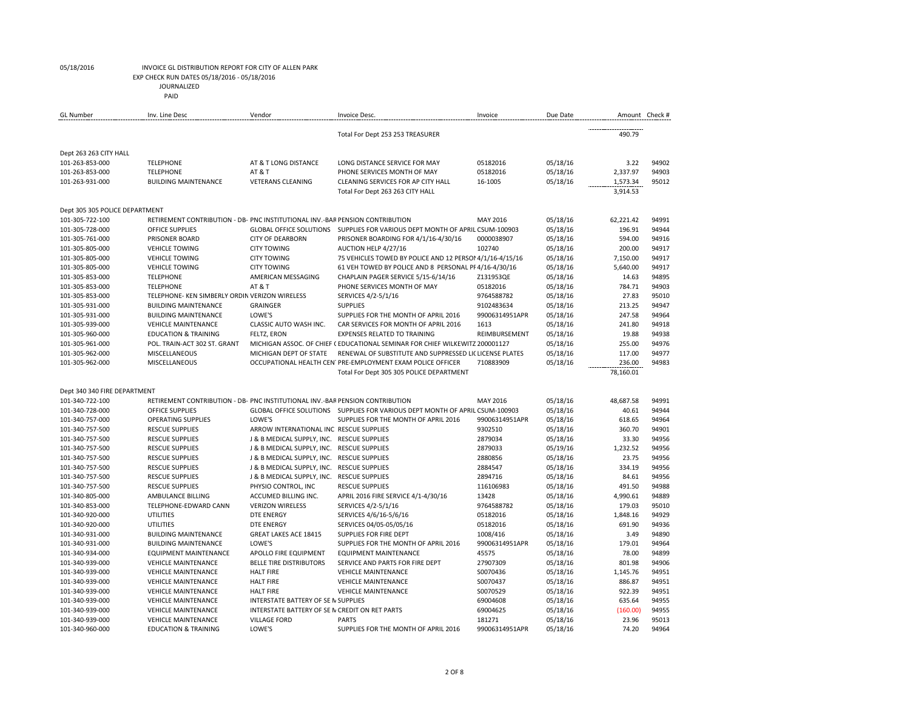05/18/2016 INVOICE GL DISTRIBUTION REPORT FOR CITY OF ALLEN PARK
EXP CHECK RUN DATES 05/18/2016 - 05/18/2016
JOURNALIZED
PAID

| GL Number | Inv. Line Desc | Vendor | Invoice Desc. | Invoice | Due Date | Amount | Check # |
|---|---|---|---|---|---|---|---|
| | | | Total For Dept 253 253 TREASURER | | | 490.79 | |
| Dept 263 263 CITY HALL | | | | | | | |
| 101-263-853-000 | TELEPHONE | AT & T LONG DISTANCE | LONG DISTANCE SERVICE FOR MAY | 05182016 | 05/18/16 | 3.22 | 94902 |
| 101-263-853-000 | TELEPHONE | AT & T | PHONE SERVICES MONTH OF MAY | 05182016 | 05/18/16 | 2,337.97 | 94903 |
| 101-263-931-000 | BUILDING MAINTENANCE | VETERANS CLEANING | CLEANING SERVICES FOR AP CITY HALL | 16-1005 | 05/18/16 | 1,573.34 | 95012 |
| | | | Total For Dept 263 263 CITY HALL | | | 3,914.53 | |
| Dept 305 305 POLICE DEPARTMENT | | | | | | | |
| 101-305-722-100 | RETIREMENT CONTRIBUTION - DB- | PNC INSTITUTIONAL INV.-BAR | PENSION CONTRIBUTION | MAY 2016 | 05/18/16 | 62,221.42 | 94991 |
| 101-305-728-000 | OFFICE SUPPLIES | GLOBAL OFFICE SOLUTIONS | SUPPLIES FOR VARIOUS DEPT MONTH OF APRIL | CSUM-100903 | 05/18/16 | 196.91 | 94944 |
| 101-305-761-000 | PRISONER BOARD | CITY OF DEARBORN | PRISONER BOARDING FOR 4/1/16-4/30/16 | 0000038907 | 05/18/16 | 594.00 | 94916 |
| 101-305-805-000 | VEHICLE TOWING | CITY TOWING | AUCTION HELP 4/27/16 | 102740 | 05/18/16 | 200.00 | 94917 |
| 101-305-805-000 | VEHICLE TOWING | CITY TOWING | 75 VEHICLES TOWED BY POLICE AND 12 PERSON | 4/1/16-4/15/16 | 05/18/16 | 7,150.00 | 94917 |
| 101-305-805-000 | VEHICLE TOWING | CITY TOWING | 61 VEH TOWED BY POLICE AND 8 PERSONAL PE | 4/16-4/30/16 | 05/18/16 | 5,640.00 | 94917 |
| 101-305-853-000 | TELEPHONE | AMERICAN MESSAGING | CHAPLAIN PAGER SERVICE 5/15-6/14/16 | Z131953QE | 05/18/16 | 14.63 | 94895 |
| 101-305-853-000 | TELEPHONE | AT & T | PHONE SERVICES MONTH OF MAY | 05182016 | 05/18/16 | 784.71 | 94903 |
| 101-305-853-000 | TELEPHONE- KEN SIMBERLY ORDIN | VERIZON WIRELESS | SERVICES 4/2-5/1/16 | 9764588782 | 05/18/16 | 27.83 | 95010 |
| 101-305-931-000 | BUILDING MAINTENANCE | GRAINGER | SUPPLIES | 9102483634 | 05/18/16 | 213.25 | 94947 |
| 101-305-931-000 | BUILDING MAINTENANCE | LOWE'S | SUPPLIES FOR THE MONTH OF APRIL 2016 | 99006314951APR | 05/18/16 | 247.58 | 94964 |
| 101-305-939-000 | VEHICLE MAINTENANCE | CLASSIC AUTO WASH INC. | CAR SERVICES FOR MONTH OF APRIL 2016 | 1613 | 05/18/16 | 241.80 | 94918 |
| 101-305-960-000 | EDUCATION & TRAINING | FELTZ, ERON | EXPENSES RELATED TO TRAINING | REIMBURSEMENT | 05/18/16 | 19.88 | 94938 |
| 101-305-961-000 | POL. TRAIN-ACT 302 ST. GRANT | MICHIGAN ASSOC. OF CHIEF ( | EDUCATIONAL SEMINAR FOR CHIEF WILKEWITZ | 200001127 | 05/18/16 | 255.00 | 94976 |
| 101-305-962-000 | MISCELLANEOUS | MICHIGAN DEPT OF STATE | RENEWAL OF SUBSTITUTE AND SUPPRESSED LIC | LICENSE PLATES | 05/18/16 | 117.00 | 94977 |
| 101-305-962-000 | MISCELLANEOUS | OCCUPATIONAL HEALTH CEN | PRE-EMPLOYMENT EXAM POLICE OFFICER | 710883909 | 05/18/16 | 236.00 | 94983 |
| | | | Total For Dept 305 305 POLICE DEPARTMENT | | | 78,160.01 | |
| Dept 340 340 FIRE DEPARTMENT | | | | | | | |
| 101-340-722-100 | RETIREMENT CONTRIBUTION - DB- | PNC INSTITUTIONAL INV.-BAR | PENSION CONTRIBUTION | MAY 2016 | 05/18/16 | 48,687.58 | 94991 |
| 101-340-728-000 | OFFICE SUPPLIES | GLOBAL OFFICE SOLUTIONS | SUPPLIES FOR VARIOUS DEPT MONTH OF APRIL | CSUM-100903 | 05/18/16 | 40.61 | 94944 |
| 101-340-757-000 | OPERATING SUPPLIES | LOWE'S | SUPPLIES FOR THE MONTH OF APRIL 2016 | 99006314951APR | 05/18/16 | 618.65 | 94964 |
| 101-340-757-500 | RESCUE SUPPLIES | ARROW INTERNATIONAL INC | RESCUE SUPPLIES | 9302510 | 05/18/16 | 360.70 | 94901 |
| 101-340-757-500 | RESCUE SUPPLIES | J & B MEDICAL SUPPLY, INC. | RESCUE SUPPLIES | 2879034 | 05/18/16 | 33.30 | 94956 |
| 101-340-757-500 | RESCUE SUPPLIES | J & B MEDICAL SUPPLY, INC. | RESCUE SUPPLIES | 2879033 | 05/19/16 | 1,232.52 | 94956 |
| 101-340-757-500 | RESCUE SUPPLIES | J & B MEDICAL SUPPLY, INC. | RESCUE SUPPLIES | 2880856 | 05/18/16 | 23.75 | 94956 |
| 101-340-757-500 | RESCUE SUPPLIES | J & B MEDICAL SUPPLY, INC. | RESCUE SUPPLIES | 2884547 | 05/18/16 | 334.19 | 94956 |
| 101-340-757-500 | RESCUE SUPPLIES | J & B MEDICAL SUPPLY, INC. | RESCUE SUPPLIES | 2894716 | 05/18/16 | 84.61 | 94956 |
| 101-340-757-500 | RESCUE SUPPLIES | PHYSIO CONTROL, INC | RESCUE SUPPLIES | 116106983 | 05/18/16 | 491.50 | 94988 |
| 101-340-805-000 | AMBULANCE BILLING | ACCUMED BILLING INC. | APRIL 2016 FIRE SERVICE 4/1-4/30/16 | 13428 | 05/18/16 | 4,990.61 | 94889 |
| 101-340-853-000 | TELEPHONE-EDWARD CANN | VERIZON WIRELESS | SERVICES 4/2-5/1/16 | 9764588782 | 05/18/16 | 179.03 | 95010 |
| 101-340-920-000 | UTILITIES | DTE ENERGY | SERVICES 4/6/16-5/6/16 | 05182016 | 05/18/16 | 1,848.16 | 94929 |
| 101-340-920-000 | UTILITIES | DTE ENERGY | SERVICES 04/05-05/05/16 | 05182016 | 05/18/16 | 691.90 | 94936 |
| 101-340-931-000 | BUILDING MAINTENANCE | GREAT LAKES ACE 18415 | SUPPLIES FOR FIRE DEPT | 1008/416 | 05/18/16 | 3.49 | 94890 |
| 101-340-931-000 | BUILDING MAINTENANCE | LOWE'S | SUPPLIES FOR THE MONTH OF APRIL 2016 | 99006314951APR | 05/18/16 | 179.01 | 94964 |
| 101-340-934-000 | EQUIPMENT MAINTENANCE | APOLLO FIRE EQUIPMENT | EQUIPMENT MAINTENANCE | 45575 | 05/18/16 | 78.00 | 94899 |
| 101-340-939-000 | VEHICLE MAINTENANCE | BELLE TIRE DISTRIBUTORS | SERVICE AND PARTS FOR FIRE DEPT | 27907309 | 05/18/16 | 801.98 | 94906 |
| 101-340-939-000 | VEHICLE MAINTENANCE | HALT FIRE | VEHICLE MAINTENANCE | S0070436 | 05/18/16 | 1,145.76 | 94951 |
| 101-340-939-000 | VEHICLE MAINTENANCE | HALT FIRE | VEHICLE MAINTENANCE | S0070437 | 05/18/16 | 886.87 | 94951 |
| 101-340-939-000 | VEHICLE MAINTENANCE | HALT FIRE | VEHICLE MAINTENANCE | S0070529 | 05/18/16 | 922.39 | 94951 |
| 101-340-939-000 | VEHICLE MAINTENANCE | INTERSTATE BATTERY OF SE M | SUPPLIES | 69004608 | 05/18/16 | 635.64 | 94955 |
| 101-340-939-000 | VEHICLE MAINTENANCE | INTERSTATE BATTERY OF SE M | CREDIT ON RET PARTS | 69004625 | 05/18/16 | (160.00) | 94955 |
| 101-340-939-000 | VEHICLE MAINTENANCE | VILLAGE FORD | PARTS | 181271 | 05/18/16 | 23.96 | 95013 |
| 101-340-960-000 | EDUCATION & TRAINING | LOWE'S | SUPPLIES FOR THE MONTH OF APRIL 2016 | 99006314951APR | 05/18/16 | 74.20 | 94964 |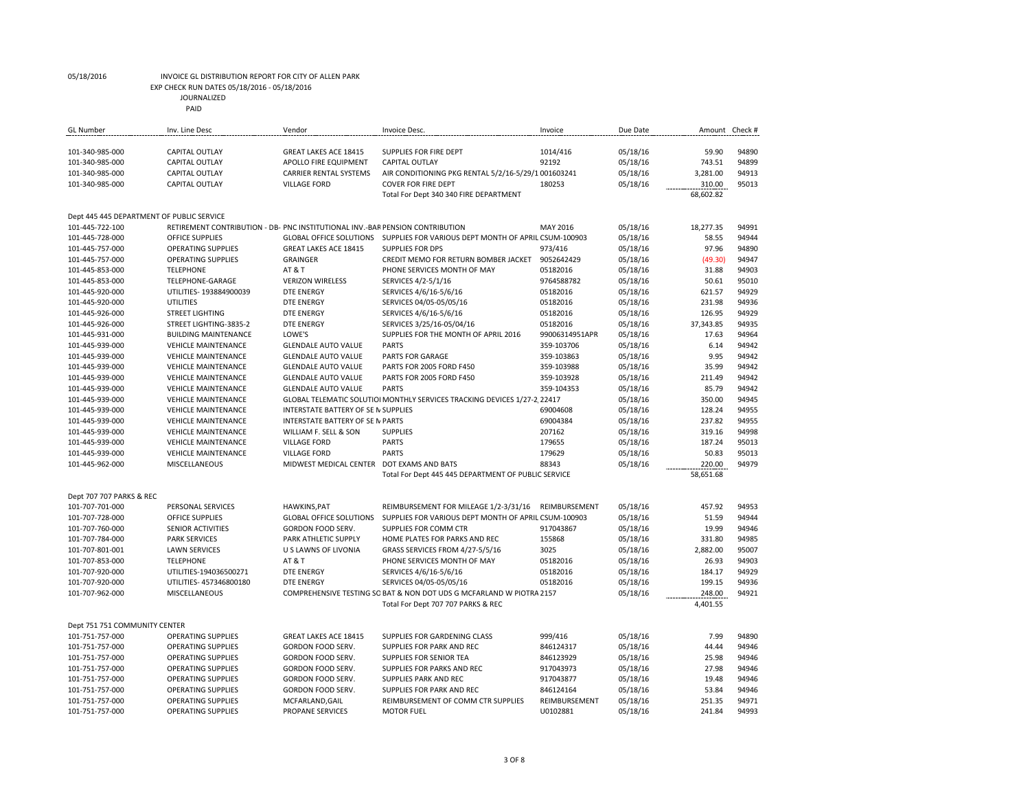05/18/2016 INVOICE GL DISTRIBUTION REPORT FOR CITY OF ALLEN PARK

EXP CHECK RUN DATES 05/18/2016 - 05/18/2016

JOURNALIZED

PAID

| GL Number | Inv. Line Desc | Vendor | Invoice Desc. | Invoice | Due Date | Amount | Check # |
|---|---|---|---|---|---|---|---|
| 101-340-985-000 | CAPITAL OUTLAY | GREAT LAKES ACE 18415 | SUPPLIES FOR FIRE DEPT | 1014/416 | 05/18/16 | 59.90 | 94890 |
| 101-340-985-000 | CAPITAL OUTLAY | APOLLO FIRE EQUIPMENT | CAPITAL OUTLAY | 92192 | 05/18/16 | 743.51 | 94899 |
| 101-340-985-000 | CAPITAL OUTLAY | CARRIER RENTAL SYSTEMS | AIR CONDITIONING PKG RENTAL 5/2/16-5/29/1 | 001603241 | 05/18/16 | 3,281.00 | 94913 |
| 101-340-985-000 | CAPITAL OUTLAY | VILLAGE FORD | COVER FOR FIRE DEPT | 180253 | 05/18/16 | 310.00 | 95013 |
| | | | Total For Dept 340 340 FIRE DEPARTMENT | | | 68,602.82 | |
| Dept 445 445 DEPARTMENT OF PUBLIC SERVICE | | | | | | | |
| 101-445-722-100 | RETIREMENT CONTRIBUTION - DB- | PNC INSTITUTIONAL INV.-BAR | PENSION CONTRIBUTION | MAY 2016 | 05/18/16 | 18,277.35 | 94991 |
| 101-445-728-000 | OFFICE SUPPLIES | GLOBAL OFFICE SOLUTIONS | SUPPLIES FOR VARIOUS DEPT MONTH OF APRIL | CSUM-100903 | 05/18/16 | 58.55 | 94944 |
| 101-445-757-000 | OPERATING SUPPLIES | GREAT LAKES ACE 18415 | SUPPLIES FOR DPS | 973/416 | 05/18/16 | 97.96 | 94890 |
| 101-445-757-000 | OPERATING SUPPLIES | GRAINGER | CREDIT MEMO FOR RETURN BOMBER JACKET | 9052642429 | 05/18/16 | (49.30) | 94947 |
| 101-445-853-000 | TELEPHONE | AT & T | PHONE SERVICES MONTH OF MAY | 05182016 | 05/18/16 | 31.88 | 94903 |
| 101-445-853-000 | TELEPHONE-GARAGE | VERIZON WIRELESS | SERVICES 4/2-5/1/16 | 9764588782 | 05/18/16 | 50.61 | 95010 |
| 101-445-920-000 | UTILITIES- 193884900039 | DTE ENERGY | SERVICES 4/6/16-5/6/16 | 05182016 | 05/18/16 | 621.57 | 94929 |
| 101-445-920-000 | UTILITIES | DTE ENERGY | SERVICES 04/05-05/05/16 | 05182016 | 05/18/16 | 231.98 | 94936 |
| 101-445-926-000 | STREET LIGHTING | DTE ENERGY | SERVICES 4/6/16-5/6/16 | 05182016 | 05/18/16 | 126.95 | 94929 |
| 101-445-926-000 | STREET LIGHTING-3835-2 | DTE ENERGY | SERVICES 3/25/16-05/04/16 | 05182016 | 05/18/16 | 37,343.85 | 94935 |
| 101-445-931-000 | BUILDING MAINTENANCE | LOWE'S | SUPPLIES FOR THE MONTH OF APRIL 2016 | 99006314951APR | 05/18/16 | 17.63 | 94964 |
| 101-445-939-000 | VEHICLE MAINTENANCE | GLENDALE AUTO VALUE | PARTS | 359-103706 | 05/18/16 | 6.14 | 94942 |
| 101-445-939-000 | VEHICLE MAINTENANCE | GLENDALE AUTO VALUE | PARTS FOR GARAGE | 359-103863 | 05/18/16 | 9.95 | 94942 |
| 101-445-939-000 | VEHICLE MAINTENANCE | GLENDALE AUTO VALUE | PARTS FOR 2005 FORD F450 | 359-103988 | 05/18/16 | 35.99 | 94942 |
| 101-445-939-000 | VEHICLE MAINTENANCE | GLENDALE AUTO VALUE | PARTS FOR 2005 FORD F450 | 359-103928 | 05/18/16 | 211.49 | 94942 |
| 101-445-939-000 | VEHICLE MAINTENANCE | GLENDALE AUTO VALUE | PARTS | 359-104353 | 05/18/16 | 85.79 | 94942 |
| 101-445-939-000 | VEHICLE MAINTENANCE | GLOBAL TELEMATIC SOLUTIO | MONTHLY SERVICES TRACKING DEVICES 1/27-2 | 22417 | 05/18/16 | 350.00 | 94945 |
| 101-445-939-000 | VEHICLE MAINTENANCE | INTERSTATE BATTERY OF SE M | SUPPLIES | 69004608 | 05/18/16 | 128.24 | 94955 |
| 101-445-939-000 | VEHICLE MAINTENANCE | INTERSTATE BATTERY OF SE M | PARTS | 69004384 | 05/18/16 | 237.82 | 94955 |
| 101-445-939-000 | VEHICLE MAINTENANCE | WILLIAM F. SELL & SON | SUPPLIES | 207162 | 05/18/16 | 319.16 | 94998 |
| 101-445-939-000 | VEHICLE MAINTENANCE | VILLAGE FORD | PARTS | 179655 | 05/18/16 | 187.24 | 95013 |
| 101-445-939-000 | VEHICLE MAINTENANCE | VILLAGE FORD | PARTS | 179629 | 05/18/16 | 50.83 | 95013 |
| 101-445-962-000 | MISCELLANEOUS | MIDWEST MEDICAL CENTER | DOT EXAMS AND BATS | 88343 | 05/18/16 | 220.00 | 94979 |
| | | | Total For Dept 445 445 DEPARTMENT OF PUBLIC SERVICE | | | 58,651.68 | |
| Dept 707 707 PARKS & REC | | | | | | | |
| 101-707-701-000 | PERSONAL SERVICES | HAWKINS,PAT | REIMBURSEMENT FOR MILEAGE 1/2-3/31/16 | REIMBURSEMENT | 05/18/16 | 457.92 | 94953 |
| 101-707-728-000 | OFFICE SUPPLIES | GLOBAL OFFICE SOLUTIONS | SUPPLIES FOR VARIOUS DEPT MONTH OF APRIL | CSUM-100903 | 05/18/16 | 51.59 | 94944 |
| 101-707-760-000 | SENIOR ACTIVITIES | GORDON FOOD SERV. | SUPPLIES FOR COMM CTR | 917043867 | 05/18/16 | 19.99 | 94946 |
| 101-707-784-000 | PARK SERVICES | PARK ATHLETIC SUPPLY | HOME PLATES FOR PARKS AND REC | 155868 | 05/18/16 | 331.80 | 94985 |
| 101-707-801-001 | LAWN SERVICES | U S LAWNS OF LIVONIA | GRASS SERVICES FROM 4/27-5/5/16 | 3025 | 05/18/16 | 2,882.00 | 95007 |
| 101-707-853-000 | TELEPHONE | AT & T | PHONE SERVICES MONTH OF MAY | 05182016 | 05/18/16 | 26.93 | 94903 |
| 101-707-920-000 | UTILITIES-194036500271 | DTE ENERGY | SERVICES 4/6/16-5/6/16 | 05182016 | 05/18/16 | 184.17 | 94929 |
| 101-707-920-000 | UTILITIES- 457346800180 | DTE ENERGY | SERVICES 04/05-05/05/16 | 05182016 | 05/18/16 | 199.15 | 94936 |
| 101-707-962-000 | MISCELLANEOUS | COMPREHENSIVE TESTING SO | BAT & NON DOT UDS G MCFARLAND W PIOTRA | 2157 | 05/18/16 | 248.00 | 94921 |
| | | | Total For Dept 707 707 PARKS & REC | | | 4,401.55 | |
| Dept 751 751 COMMUNITY CENTER | | | | | | | |
| 101-751-757-000 | OPERATING SUPPLIES | GREAT LAKES ACE 18415 | SUPPLIES FOR GARDENING CLASS | 999/416 | 05/18/16 | 7.99 | 94890 |
| 101-751-757-000 | OPERATING SUPPLIES | GORDON FOOD SERV. | SUPPLIES FOR PARK AND REC | 846124317 | 05/18/16 | 44.44 | 94946 |
| 101-751-757-000 | OPERATING SUPPLIES | GORDON FOOD SERV. | SUPPLIES FOR SENIOR TEA | 846123929 | 05/18/16 | 25.98 | 94946 |
| 101-751-757-000 | OPERATING SUPPLIES | GORDON FOOD SERV. | SUPPLIES FOR PARKS AND REC | 917043973 | 05/18/16 | 27.98 | 94946 |
| 101-751-757-000 | OPERATING SUPPLIES | GORDON FOOD SERV. | SUPPLIES PARK AND REC | 917043877 | 05/18/16 | 19.48 | 94946 |
| 101-751-757-000 | OPERATING SUPPLIES | GORDON FOOD SERV. | SUPPLIES FOR PARK AND REC | 846124164 | 05/18/16 | 53.84 | 94946 |
| 101-751-757-000 | OPERATING SUPPLIES | MCFARLAND,GAIL | REIMBURSEMENT OF COMM CTR SUPPLIES | REIMBURSEMENT | 05/18/16 | 251.35 | 94971 |
| 101-751-757-000 | OPERATING SUPPLIES | PROPANE SERVICES | MOTOR FUEL | U0102881 | 05/18/16 | 241.84 | 94993 |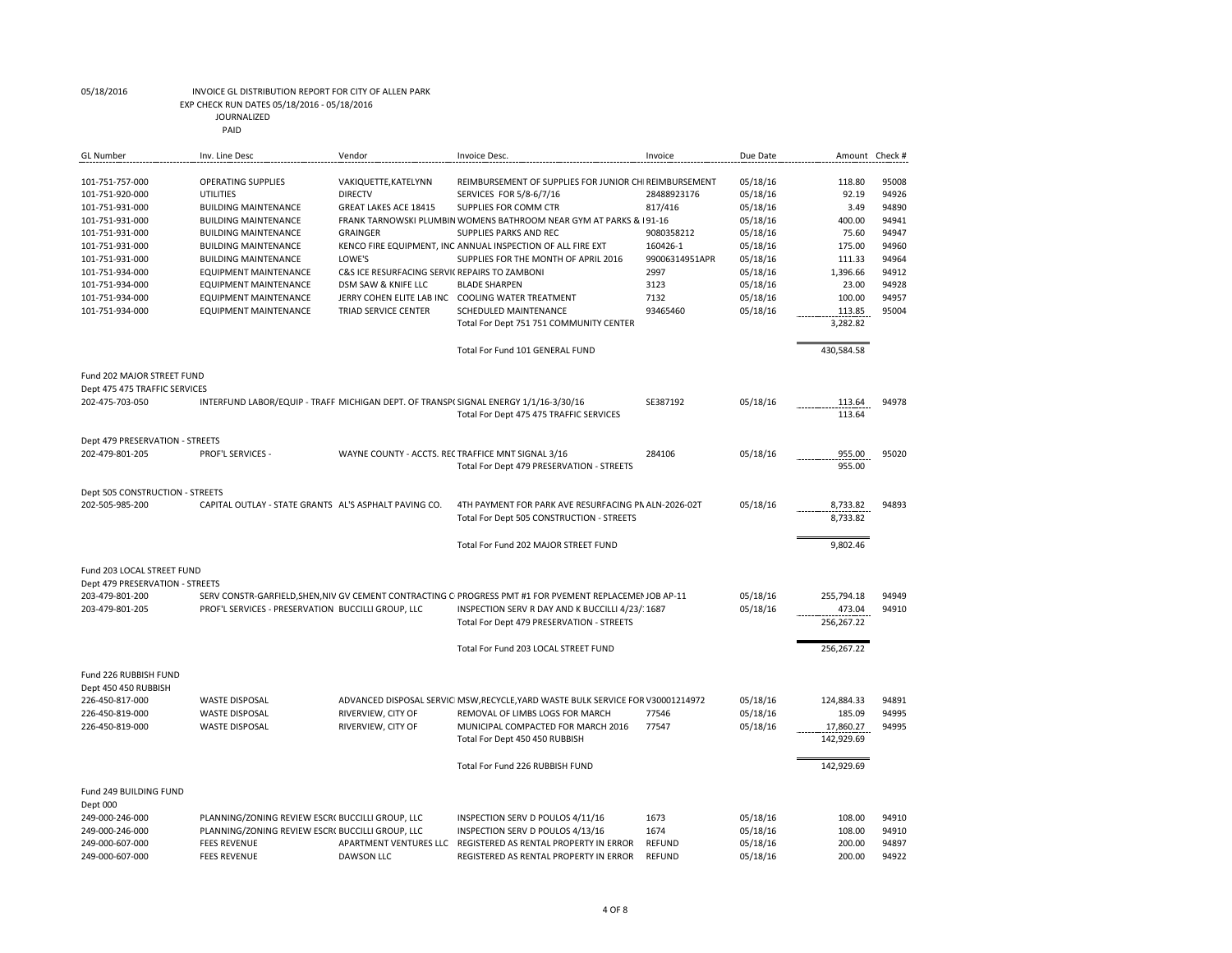05/18/2016 INVOICE GL DISTRIBUTION REPORT FOR CITY OF ALLEN PARK

EXP CHECK RUN DATES 05/18/2016 - 05/18/2016

JOURNALIZED

PAID

| GL Number | Inv. Line Desc | Vendor | Invoice Desc. | Invoice | Due Date | Amount | Check # |
|---|---|---|---|---|---|---|---|
| 101-751-757-000 | OPERATING SUPPLIES | VAKIQUETTE,KATELYNN | REIMBURSEMENT OF SUPPLIES FOR JUNIOR CHI REIMBURSEMENT | | 05/18/16 | 118.80 | 95008 |
| 101-751-920-000 | UTILITIES | DIRECTV | SERVICES FOR 5/8-6/7/16 | 28488923176 | 05/18/16 | 92.19 | 94926 |
| 101-751-931-000 | BUILDING MAINTENANCE | GREAT LAKES ACE 18415 | SUPPLIES FOR COMM CTR | 817/416 | 05/18/16 | 3.49 | 94890 |
| 101-751-931-000 | BUILDING MAINTENANCE | FRANK TARNOWSKI PLUMBIN | WOMENS BATHROOM NEAR GYM AT PARKS & I 91-16 | | 05/18/16 | 400.00 | 94941 |
| 101-751-931-000 | BUILDING MAINTENANCE | GRAINGER | SUPPLIES PARKS AND REC | 9080358212 | 05/18/16 | 75.60 | 94947 |
| 101-751-931-000 | BUILDING MAINTENANCE | KENCO FIRE EQUIPMENT, INC | ANNUAL INSPECTION OF ALL FIRE EXT | 160426-1 | 05/18/16 | 175.00 | 94960 |
| 101-751-931-000 | BUILDING MAINTENANCE | LOWE'S | SUPPLIES FOR THE MONTH OF APRIL 2016 | 99006314951APR | 05/18/16 | 111.33 | 94964 |
| 101-751-934-000 | EQUIPMENT MAINTENANCE | C&S ICE RESURFACING SERVI( | REPAIRS TO ZAMBONI | 2997 | 05/18/16 | 1,396.66 | 94912 |
| 101-751-934-000 | EQUIPMENT MAINTENANCE | DSM SAW & KNIFE LLC | BLADE SHARPEN | 3123 | 05/18/16 | 23.00 | 94928 |
| 101-751-934-000 | EQUIPMENT MAINTENANCE | JERRY COHEN ELITE LAB INC | COOLING WATER TREATMENT | 7132 | 05/18/16 | 100.00 | 94957 |
| 101-751-934-000 | EQUIPMENT MAINTENANCE | TRIAD SERVICE CENTER | SCHEDULED MAINTENANCE | 93465460 | 05/18/16 | 113.85 | 95004 |
| | | | Total For Dept 751 751 COMMUNITY CENTER | | | 3,282.82 | |
| | | | Total For Fund 101 GENERAL FUND | | | 430,584.58 | |
| Fund 202 MAJOR STREET FUND | | | | | | | |
| Dept 475 475 TRAFFIC SERVICES | | | | | | | |
| 202-475-703-050 | INTERFUND LABOR/EQUIP - TRAFF | MICHIGAN DEPT. OF TRANSP( | SIGNAL ENERGY 1/1/16-3/30/16 | SE387192 | 05/18/16 | 113.64 | 94978 |
| | | | Total For Dept 475 475 TRAFFIC SERVICES | | | 113.64 | |
| Dept 479 PRESERVATION - STREETS | | | | | | | |
| 202-479-801-205 | PROF'L SERVICES - | WAYNE COUNTY - ACCTS. REC | TRAFFICE MNT SIGNAL 3/16 | 284106 | 05/18/16 | 955.00 | 95020 |
| | | | Total For Dept 479 PRESERVATION - STREETS | | | 955.00 | |
| Dept 505 CONSTRUCTION - STREETS | | | | | | | |
| 202-505-985-200 | CAPITAL OUTLAY - STATE GRANTS | AL'S ASPHALT PAVING CO. | 4TH PAYMENT FOR PARK AVE RESURFACING PI ALN-2026-02T | | 05/18/16 | 8,733.82 | 94893 |
| | | | Total For Dept 505 CONSTRUCTION - STREETS | | | 8,733.82 | |
| | | | Total For Fund 202 MAJOR STREET FUND | | | 9,802.46 | |
| Fund 203 LOCAL STREET FUND | | | | | | | |
| Dept 479 PRESERVATION - STREETS | | | | | | | |
| 203-479-801-200 | SERV CONSTR-GARFIELD,SHEN,NIV | GV CEMENT CONTRACTING C | PROGRESS PMT #1 FOR PVEMENT REPLACEMEI JOB AP-11 | | 05/18/16 | 255,794.18 | 94949 |
| 203-479-801-205 | PROF'L SERVICES - PRESERVATION | BUCCILLI GROUP, LLC | INSPECTION SERV R DAY AND K BUCCILLI 4/23/: 1687 | | 05/18/16 | 473.04 | 94910 |
| | | | Total For Dept 479 PRESERVATION - STREETS | | | 256,267.22 | |
| | | | Total For Fund 203 LOCAL STREET FUND | | | 256,267.22 | |
| Fund 226 RUBBISH FUND | | | | | | | |
| Dept 450 450 RUBBISH | | | | | | | |
| 226-450-817-000 | WASTE DISPOSAL | ADVANCED DISPOSAL SERVIC | MSW,RECYCLE,YARD WASTE BULK SERVICE FOR V30001214972 | | 05/18/16 | 124,884.33 | 94891 |
| 226-450-819-000 | WASTE DISPOSAL | RIVERVIEW, CITY OF | REMOVAL OF LIMBS LOGS FOR MARCH | 77546 | 05/18/16 | 185.09 | 94995 |
| 226-450-819-000 | WASTE DISPOSAL | RIVERVIEW, CITY OF | MUNICIPAL COMPACTED FOR MARCH 2016 | 77547 | 05/18/16 | 17,860.27 | 94995 |
| | | | Total For Dept 450 450 RUBBISH | | | 142,929.69 | |
| | | | Total For Fund 226 RUBBISH FUND | | | 142,929.69 | |
| Fund 249 BUILDING FUND | | | | | | | |
| Dept 000 | | | | | | | |
| 249-000-246-000 | PLANNING/ZONING REVIEW ESCR( | BUCCILLI GROUP, LLC | INSPECTION SERV D POULOS 4/11/16 | 1673 | 05/18/16 | 108.00 | 94910 |
| 249-000-246-000 | PLANNING/ZONING REVIEW ESCR( | BUCCILLI GROUP, LLC | INSPECTION SERV D POULOS 4/13/16 | 1674 | 05/18/16 | 108.00 | 94910 |
| 249-000-607-000 | FEES REVENUE | APARTMENT VENTURES LLC | REGISTERED AS RENTAL PROPERTY IN ERROR | REFUND | 05/18/16 | 200.00 | 94897 |
| 249-000-607-000 | FEES REVENUE | DAWSON LLC | REGISTERED AS RENTAL PROPERTY IN ERROR | REFUND | 05/18/16 | 200.00 | 94922 |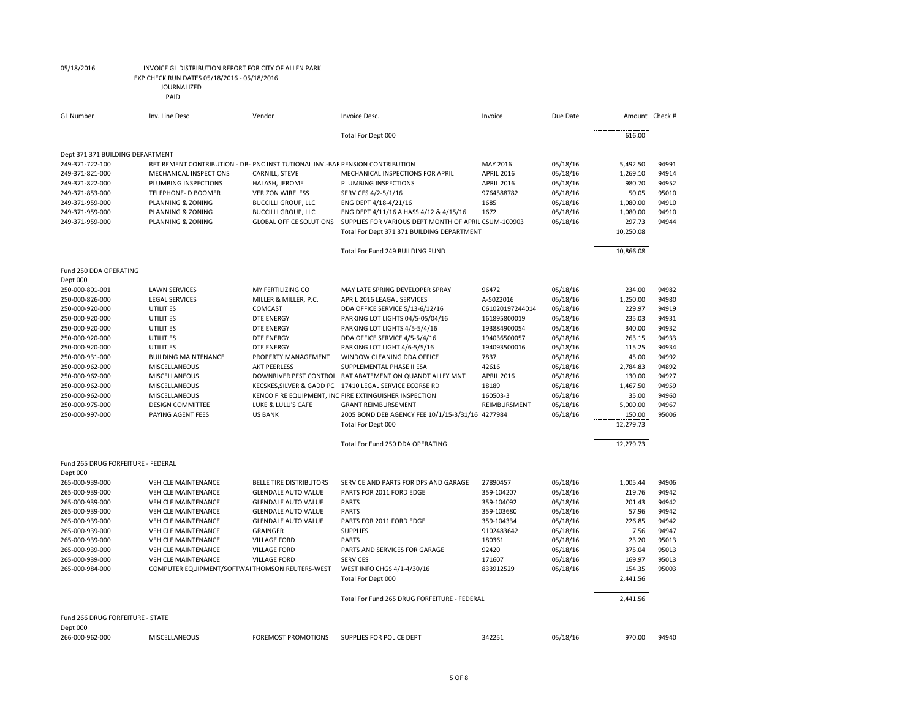05/18/2016 INVOICE GL DISTRIBUTION REPORT FOR CITY OF ALLEN PARK
EXP CHECK RUN DATES 05/18/2016 - 05/18/2016
JOURNALIZED
PAID

| GL Number | Inv. Line Desc | Vendor | Invoice Desc. | Invoice | Due Date | Amount | Check # |
|---|---|---|---|---|---|---|---|
| | | | Total For Dept 000 | | | 616.00 | |
| Dept 371 371 BUILDING DEPARTMENT | | | | | | | |
| 249-371-722-100 | RETIREMENT CONTRIBUTION - DB- | PNC INSTITUTIONAL INV.-BAR | PENSION CONTRIBUTION | MAY 2016 | 05/18/16 | 5,492.50 | 94991 |
| 249-371-821-000 | MECHANICAL INSPECTIONS | CARNILL, STEVE | MECHANICAL INSPECTIONS FOR APRIL | APRIL 2016 | 05/18/16 | 1,269.10 | 94914 |
| 249-371-822-000 | PLUMBING INSPECTIONS | HALASH, JEROME | PLUMBING INSPECTIONS | APRIL 2016 | 05/18/16 | 980.70 | 94952 |
| 249-371-853-000 | TELEPHONE- D BOOMER | VERIZON WIRELESS | SERVICES 4/2-5/1/16 | 9764588782 | 05/18/16 | 50.05 | 95010 |
| 249-371-959-000 | PLANNING & ZONING | BUCCILLI GROUP, LLC | ENG DEPT 4/18-4/21/16 | 1685 | 05/18/16 | 1,080.00 | 94910 |
| 249-371-959-000 | PLANNING & ZONING | BUCCILLI GROUP, LLC | ENG DEPT 4/11/16 A HASS 4/12 & 4/15/16 | 1672 | 05/18/16 | 1,080.00 | 94910 |
| 249-371-959-000 | PLANNING & ZONING | GLOBAL OFFICE SOLUTIONS | SUPPLIES FOR VARIOUS DEPT MONTH OF APRIL | CSUM-100903 | 05/18/16 | 297.73 | 94944 |
| | | | Total For Dept 371 371 BUILDING DEPARTMENT | | | 10,250.08 | |
| | | | Total For Fund 249 BUILDING FUND | | | 10,866.08 | |
| Fund 250 DDA OPERATING | | | | | | | |
| Dept 000 | | | | | | | |
| 250-000-801-001 | LAWN SERVICES | MY FERTILIZING CO | MAY LATE SPRING DEVELOPER SPRAY | 96472 | 05/18/16 | 234.00 | 94982 |
| 250-000-826-000 | LEGAL SERVICES | MILLER & MILLER, P.C. | APRIL 2016 LEAGAL SERVICES | A-5022016 | 05/18/16 | 1,250.00 | 94980 |
| 250-000-920-000 | UTILITIES | COMCAST | DDA OFFICE SERVICE 5/13-6/12/16 | 061020197244014 | 05/18/16 | 229.97 | 94919 |
| 250-000-920-000 | UTILITIES | DTE ENERGY | PARKING LOT LIGHTS 04/5-05/04/16 | 161895800019 | 05/18/16 | 235.03 | 94931 |
| 250-000-920-000 | UTILITIES | DTE ENERGY | PARKING LOT LIGHTS 4/5-5/4/16 | 193884900054 | 05/18/16 | 340.00 | 94932 |
| 250-000-920-000 | UTILITIES | DTE ENERGY | DDA OFFICE SERVICE 4/5-5/4/16 | 194036500057 | 05/18/16 | 263.15 | 94933 |
| 250-000-920-000 | UTILITIES | DTE ENERGY | PARKING LOT LIGHT 4/6-5/5/16 | 194093500016 | 05/18/16 | 115.25 | 94934 |
| 250-000-931-000 | BUILDING MAINTENANCE | PROPERTY MANAGEMENT | WINDOW CLEANING DDA OFFICE | 7837 | 05/18/16 | 45.00 | 94992 |
| 250-000-962-000 | MISCELLANEOUS | AKT PEERLESS | SUPPLEMENTAL PHASE II ESA | 42616 | 05/18/16 | 2,784.83 | 94892 |
| 250-000-962-000 | MISCELLANEOUS | DOWNRIVER PEST CONTROL | RAT ABATEMENT ON QUANDT ALLEY MNT | APRIL 2016 | 05/18/16 | 130.00 | 94927 |
| 250-000-962-000 | MISCELLANEOUS | KECSKES,SILVER & GADD PC | 17410 LEGAL SERVICE ECORSE RD | 18189 | 05/18/16 | 1,467.50 | 94959 |
| 250-000-962-000 | MISCELLANEOUS | KENCO FIRE EQUIPMENT, INC | FIRE EXTINGUISHER INSPECTION | 160503-3 | 05/18/16 | 35.00 | 94960 |
| 250-000-975-000 | DESIGN COMMITTEE | LUKE & LULU'S CAFE | GRANT REIMBURSEMENT | REIMBURSMENT | 05/18/16 | 5,000.00 | 94967 |
| 250-000-997-000 | PAYING AGENT FEES | US BANK | 2005 BOND DEB AGENCY FEE 10/1/15-3/31/16 | 4277984 | 05/18/16 | 150.00 | 95006 |
| | | | Total For Dept 000 | | | 12,279.73 | |
| | | | Total For Fund 250 DDA OPERATING | | | 12,279.73 | |
| Fund 265 DRUG FORFEITURE - FEDERAL | | | | | | | |
| Dept 000 | | | | | | | |
| 265-000-939-000 | VEHICLE MAINTENANCE | BELLE TIRE DISTRIBUTORS | SERVICE AND PARTS FOR DPS AND GARAGE | 27890457 | 05/18/16 | 1,005.44 | 94906 |
| 265-000-939-000 | VEHICLE MAINTENANCE | GLENDALE AUTO VALUE | PARTS FOR 2011 FORD EDGE | 359-104207 | 05/18/16 | 219.76 | 94942 |
| 265-000-939-000 | VEHICLE MAINTENANCE | GLENDALE AUTO VALUE | PARTS | 359-104092 | 05/18/16 | 201.43 | 94942 |
| 265-000-939-000 | VEHICLE MAINTENANCE | GLENDALE AUTO VALUE | PARTS | 359-103680 | 05/18/16 | 57.96 | 94942 |
| 265-000-939-000 | VEHICLE MAINTENANCE | GLENDALE AUTO VALUE | PARTS FOR 2011 FORD EDGE | 359-104334 | 05/18/16 | 226.85 | 94942 |
| 265-000-939-000 | VEHICLE MAINTENANCE | GRAINGER | SUPPLIES | 9102483642 | 05/18/16 | 7.56 | 94947 |
| 265-000-939-000 | VEHICLE MAINTENANCE | VILLAGE FORD | PARTS | 180361 | 05/18/16 | 23.20 | 95013 |
| 265-000-939-000 | VEHICLE MAINTENANCE | VILLAGE FORD | PARTS AND SERVICES FOR GARAGE | 92420 | 05/18/16 | 375.04 | 95013 |
| 265-000-939-000 | VEHICLE MAINTENANCE | VILLAGE FORD | SERVICES | 171607 | 05/18/16 | 169.97 | 95013 |
| 265-000-984-000 | COMPUTER EQUIPMENT/SOFTWAI | THOMSON REUTERS-WEST | WEST INFO CHGS 4/1-4/30/16 | 833912529 | 05/18/16 | 154.35 | 95003 |
| | | | Total For Dept 000 | | | 2,441.56 | |
| | | | Total For Fund 265 DRUG FORFEITURE - FEDERAL | | | 2,441.56 | |
| Fund 266 DRUG FORFEITURE - STATE | | | | | | | |
| Dept 000 | | | | | | | |
| 266-000-962-000 | MISCELLANEOUS | FOREMOST PROMOTIONS | SUPPLIES FOR POLICE DEPT | 342251 | 05/18/16 | 970.00 | 94940 |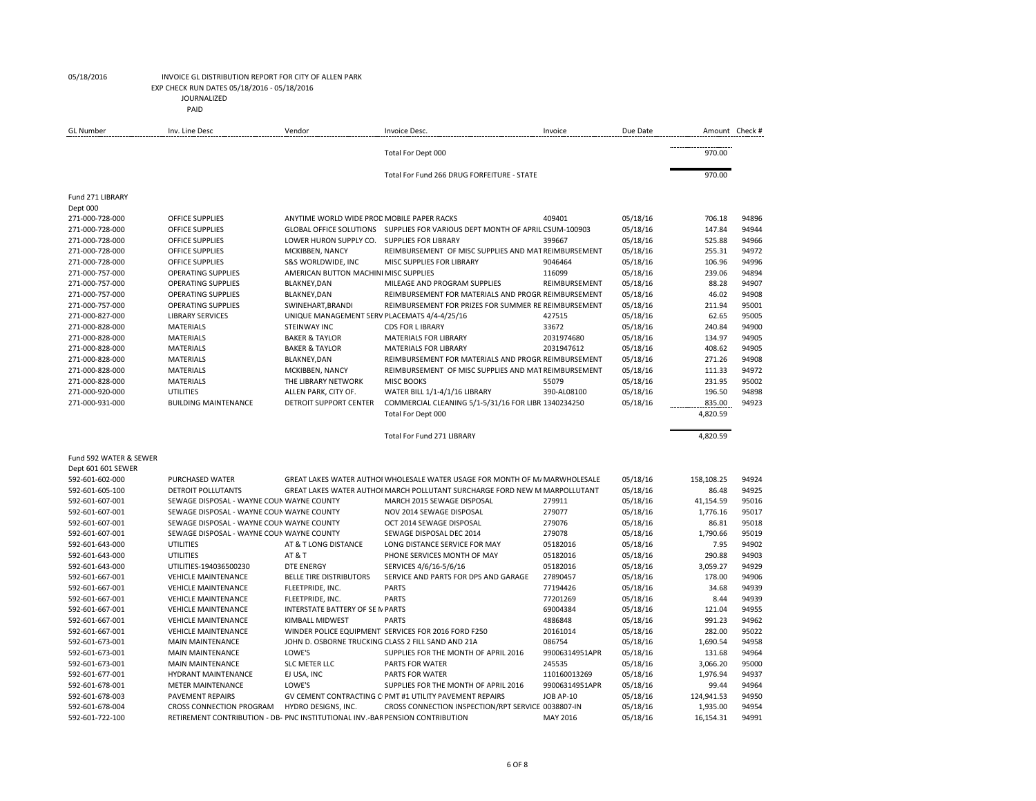05/18/2016 INVOICE GL DISTRIBUTION REPORT FOR CITY OF ALLEN PARK
EXP CHECK RUN DATES 05/18/2016 - 05/18/2016
JOURNALIZED
PAID

| GL Number | Inv. Line Desc | Vendor | Invoice Desc. | Invoice | Due Date | Amount | Check # |
|---|---|---|---|---|---|---|---|
| | | | Total For Dept 000 | | | 970.00 | |
| | | | Total For Fund 266 DRUG FORFEITURE - STATE | | | 970.00 | |
| Fund 271 LIBRARY | | | | | | | |
| Dept 000 | | | | | | | |
| 271-000-728-000 | OFFICE SUPPLIES | ANYTIME WORLD WIDE PROD | MOBILE PAPER RACKS | 409401 | 05/18/16 | 706.18 | 94896 |
| 271-000-728-000 | OFFICE SUPPLIES | GLOBAL OFFICE SOLUTIONS | SUPPLIES FOR VARIOUS DEPT MONTH OF APRIL | CSUM-100903 | 05/18/16 | 147.84 | 94944 |
| 271-000-728-000 | OFFICE SUPPLIES | LOWER HURON SUPPLY CO. | SUPPLIES FOR LIBRARY | 399667 | 05/18/16 | 525.88 | 94966 |
| 271-000-728-000 | OFFICE SUPPLIES | MCKIBBEN, NANCY | REIMBURSEMENT OF MISC SUPPLIES AND MAT | REIMBURSEMENT | 05/18/16 | 255.31 | 94972 |
| 271-000-728-000 | OFFICE SUPPLIES | S&S WORLDWIDE, INC | MISC SUPPLIES FOR LIBRARY | 9046464 | 05/18/16 | 106.96 | 94996 |
| 271-000-757-000 | OPERATING SUPPLIES | AMERICAN BUTTON MACHINI | MISC SUPPLIES | 116099 | 05/18/16 | 239.06 | 94894 |
| 271-000-757-000 | OPERATING SUPPLIES | BLAKNEY,DAN | MILEAGE AND PROGRAM SUPPLIES | REIMBURSEMENT | 05/18/16 | 88.28 | 94907 |
| 271-000-757-000 | OPERATING SUPPLIES | BLAKNEY,DAN | REIMBURSEMENT FOR MATERIALS AND PROGR | REIMBURSEMENT | 05/18/16 | 46.02 | 94908 |
| 271-000-757-000 | OPERATING SUPPLIES | SWINEHART,BRANDI | REIMBURSEMENT FOR PRIZES FOR SUMMER RE | REIMBURSEMENT | 05/18/16 | 211.94 | 95001 |
| 271-000-827-000 | LIBRARY SERVICES | UNIQUE MANAGEMENT SERV | PLACEMATS 4/4-4/25/16 | 427515 | 05/18/16 | 62.65 | 95005 |
| 271-000-828-000 | MATERIALS | STEINWAY INC | CDS FOR L IBRARY | 33672 | 05/18/16 | 240.84 | 94900 |
| 271-000-828-000 | MATERIALS | BAKER & TAYLOR | MATERIALS FOR LIBRARY | 2031974680 | 05/18/16 | 134.97 | 94905 |
| 271-000-828-000 | MATERIALS | BAKER & TAYLOR | MATERIALS FOR LIBRARY | 2031947612 | 05/18/16 | 408.62 | 94905 |
| 271-000-828-000 | MATERIALS | BLAKNEY,DAN | REIMBURSEMENT FOR MATERIALS AND PROGR | REIMBURSEMENT | 05/18/16 | 271.26 | 94908 |
| 271-000-828-000 | MATERIALS | MCKIBBEN, NANCY | REIMBURSEMENT OF MISC SUPPLIES AND MAT | REIMBURSEMENT | 05/18/16 | 111.33 | 94972 |
| 271-000-828-000 | MATERIALS | THE LIBRARY NETWORK | MISC BOOKS | 55079 | 05/18/16 | 231.95 | 95002 |
| 271-000-920-000 | UTILITIES | ALLEN PARK, CITY OF. | WATER BILL 1/1-4/1/16 LIBRARY | 390-AL08100 | 05/18/16 | 196.50 | 94898 |
| 271-000-931-000 | BUILDING MAINTENANCE | DETROIT SUPPORT CENTER | COMMERCIAL CLEANING 5/1-5/31/16 FOR LIBR | 1340234250 | 05/18/16 | 835.00 | 94923 |
| | | | Total For Dept 000 | | | 4,820.59 | |
| | | | Total For Fund 271 LIBRARY | | | 4,820.59 | |
| Fund 592 WATER & SEWER | | | | | | | |
| Dept 601 601 SEWER | | | | | | | |
| 592-601-602-000 | PURCHASED WATER | GREAT LAKES WATER AUTHOI | WHOLESALE WATER USAGE FOR MONTH OF M/ | MARWHOLESALE | 05/18/16 | 158,108.25 | 94924 |
| 592-601-605-100 | DETROIT POLLUTANTS | GREAT LAKES WATER AUTHOI | MARCH POLLUTANT SURCHARGE FORD NEW M | MARPOLLUTANT | 05/18/16 | 86.48 | 94925 |
| 592-601-607-001 | SEWAGE DISPOSAL - WAYNE COUN | WAYNE COUNTY | MARCH 2015 SEWAGE DISPOSAL | 279911 | 05/18/16 | 41,154.59 | 95016 |
| 592-601-607-001 | SEWAGE DISPOSAL - WAYNE COUN | WAYNE COUNTY | NOV 2014 SEWAGE DISPOSAL | 279077 | 05/18/16 | 1,776.16 | 95017 |
| 592-601-607-001 | SEWAGE DISPOSAL - WAYNE COUN | WAYNE COUNTY | OCT 2014 SEWAGE DISPOSAL | 279076 | 05/18/16 | 86.81 | 95018 |
| 592-601-607-001 | SEWAGE DISPOSAL - WAYNE COUN | WAYNE COUNTY | SEWAGE DISPOSAL DEC 2014 | 279078 | 05/18/16 | 1,790.66 | 95019 |
| 592-601-643-000 | UTILITIES | AT & T LONG DISTANCE | LONG DISTANCE SERVICE FOR MAY | 05182016 | 05/18/16 | 7.95 | 94902 |
| 592-601-643-000 | UTILITIES | AT & T | PHONE SERVICES MONTH OF MAY | 05182016 | 05/18/16 | 290.88 | 94903 |
| 592-601-643-000 | UTILITIES-194036500230 | DTE ENERGY | SERVICES 4/6/16-5/6/16 | 05182016 | 05/18/16 | 3,059.27 | 94929 |
| 592-601-667-001 | VEHICLE MAINTENANCE | BELLE TIRE DISTRIBUTORS | SERVICE AND PARTS FOR DPS AND GARAGE | 27890457 | 05/18/16 | 178.00 | 94906 |
| 592-601-667-001 | VEHICLE MAINTENANCE | FLEETPRIDE, INC. | PARTS | 77194426 | 05/18/16 | 34.68 | 94939 |
| 592-601-667-001 | VEHICLE MAINTENANCE | FLEETPRIDE, INC. | PARTS | 77201269 | 05/18/16 | 8.44 | 94939 |
| 592-601-667-001 | VEHICLE MAINTENANCE | INTERSTATE BATTERY OF SE M | PARTS | 69004384 | 05/18/16 | 121.04 | 94955 |
| 592-601-667-001 | VEHICLE MAINTENANCE | KIMBALL MIDWEST | PARTS | 4886848 | 05/18/16 | 991.23 | 94962 |
| 592-601-667-001 | VEHICLE MAINTENANCE | WINDER POLICE EQUIPMENT | SERVICES FOR 2016 FORD F250 | 20161014 | 05/18/16 | 282.00 | 95022 |
| 592-601-673-001 | MAIN MAINTENANCE | JOHN D. OSBORNE TRUCKING | CLASS 2 FILL SAND AND 21A | 086754 | 05/18/16 | 1,690.54 | 94958 |
| 592-601-673-001 | MAIN MAINTENANCE | LOWE'S | SUPPLIES FOR THE MONTH OF APRIL 2016 | 99006314951APR | 05/18/16 | 131.68 | 94964 |
| 592-601-673-001 | MAIN MAINTENANCE | SLC METER LLC | PARTS FOR WATER | 245535 | 05/18/16 | 3,066.20 | 95000 |
| 592-601-677-001 | HYDRANT MAINTENANCE | EJ USA, INC | PARTS FOR WATER | 110160013269 | 05/18/16 | 1,976.94 | 94937 |
| 592-601-678-001 | METER MAINTENANCE | LOWE'S | SUPPLIES FOR THE MONTH OF APRIL 2016 | 99006314951APR | 05/18/16 | 99.44 | 94964 |
| 592-601-678-003 | PAVEMENT REPAIRS | GV CEMENT CONTRACTING C | PMT #1 UTILITY PAVEMENT REPAIRS | JOB AP-10 | 05/18/16 | 124,941.53 | 94950 |
| 592-601-678-004 | CROSS CONNECTION PROGRAM | HYDRO DESIGNS, INC. | CROSS CONNECTION INSPECTION/RPT SERVICE | 0038807-IN | 05/18/16 | 1,935.00 | 94954 |
| 592-601-722-100 | RETIREMENT CONTRIBUTION - DB- | PNC INSTITUTIONAL INV.-BAR | PENSION CONTRIBUTION | MAY 2016 | 05/18/16 | 16,154.31 | 94991 |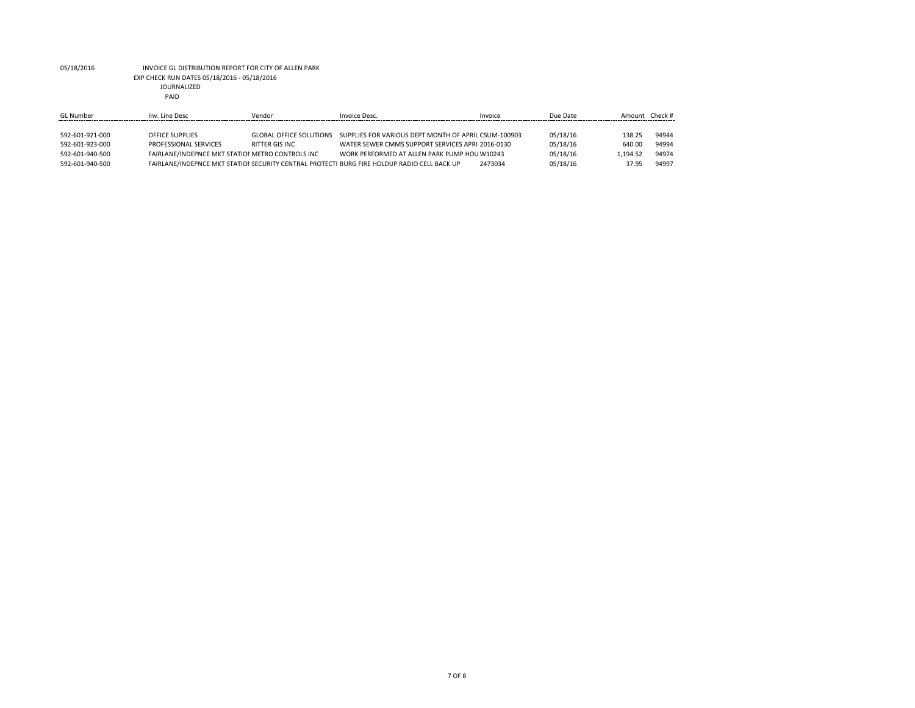05/18/2016 INVOICE GL DISTRIBUTION REPORT FOR CITY OF ALLEN PARK

EXP CHECK RUN DATES 05/18/2016 - 05/18/2016

JOURNALIZED

PAID

| GL Number | Inv. Line Desc | Vendor | Invoice Desc. | Invoice | Due Date | Amount | Check # |
|---|---|---|---|---|---|---|---|
| 592-601-921-000 | OFFICE SUPPLIES | GLOBAL OFFICE SOLUTIONS | SUPPLIES FOR VARIOUS DEPT MONTH OF APRIL | CSUM-100903 | 05/18/16 | 138.25 | 94944 |
| 592-601-923-000 | PROFESSIONAL SERVICES | RITTER GIS INC | WATER SEWER CMMS SUPPORT SERVICES APRI | 2016-0130 | 05/18/16 | 640.00 | 94994 |
| 592-601-940-500 | FAIRLANE/INDEPNCE MKT STATIOI | METRO CONTROLS INC | WORK PERFORMED AT ALLEN PARK PUMP HOU | W10243 | 05/18/16 | 1,194.52 | 94974 |
| 592-601-940-500 | FAIRLANE/INDEPNCE MKT STATIOI | SECURITY CENTRAL PROTECTI | BURG FIRE HOLDUP RADIO CELL BACK UP | 2473034 | 05/18/16 | 37.95 | 94997 |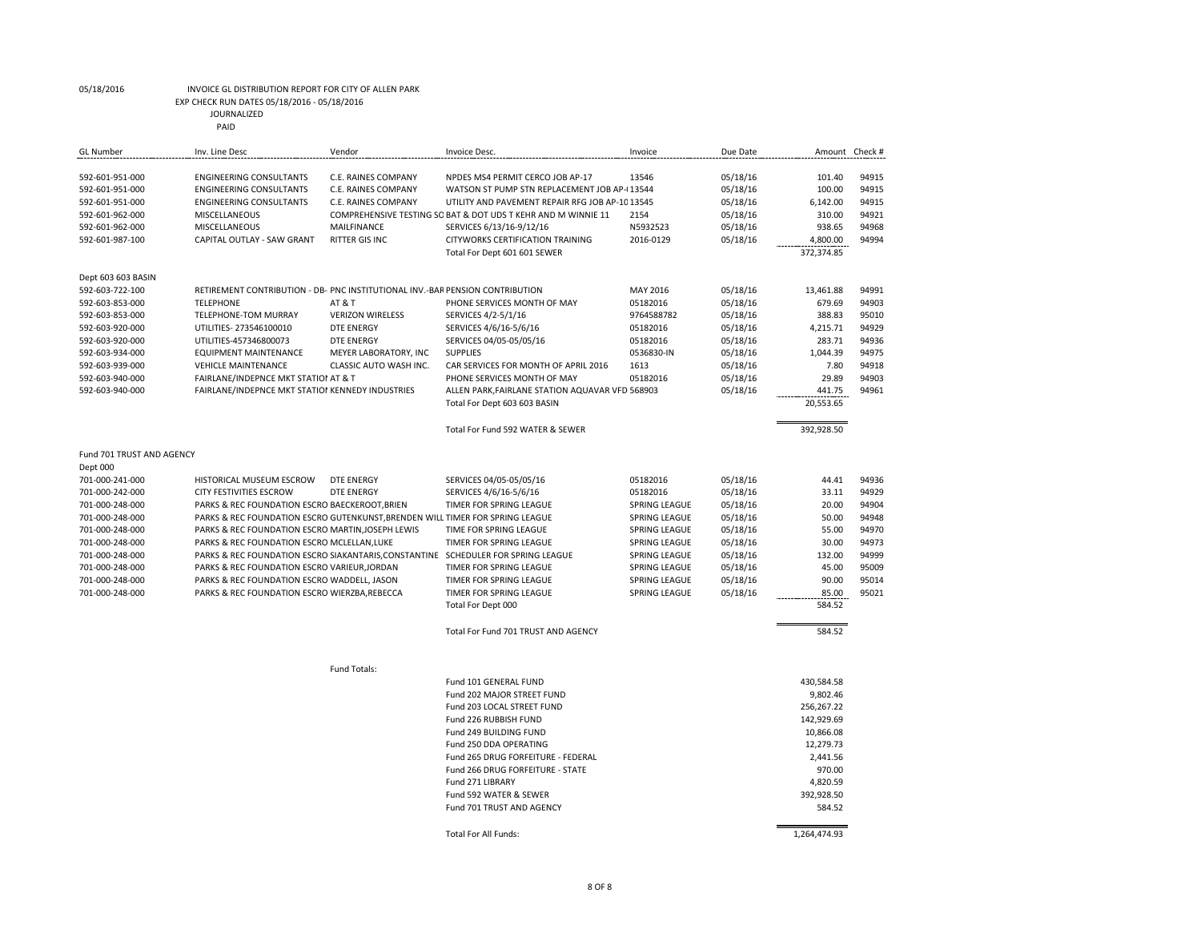05/18/2016 INVOICE GL DISTRIBUTION REPORT FOR CITY OF ALLEN PARK

EXP CHECK RUN DATES 05/18/2016 - 05/18/2016

JOURNALIZED

PAID

| GL Number | Inv. Line Desc | Vendor | Invoice Desc. | Invoice | Due Date | Amount | Check # |
|---|---|---|---|---|---|---|---|
| 592-601-951-000 | ENGINEERING CONSULTANTS | C.E. RAINES COMPANY | NPDES MS4 PERMIT CERCO JOB AP-17 | 13546 | 05/18/16 | 101.40 | 94915 |
| 592-601-951-000 | ENGINEERING CONSULTANTS | C.E. RAINES COMPANY | WATSON ST PUMP STN REPLACEMENT JOB AP-( | 13544 | 05/18/16 | 100.00 | 94915 |
| 592-601-951-000 | ENGINEERING CONSULTANTS | C.E. RAINES COMPANY | UTILITY AND PAVEMENT REPAIR RFG JOB AP-10 | 13545 | 05/18/16 | 6,142.00 | 94915 |
| 592-601-962-000 | MISCELLANEOUS | COMPREHENSIVE TESTING SC | BAT & DOT UDS T KEHR AND M WINNIE 11 | 2154 | 05/18/16 | 310.00 | 94921 |
| 592-601-962-000 | MISCELLANEOUS | MAILFINANCE | SERVICES 6/13/16-9/12/16 | N5932523 | 05/18/16 | 938.65 | 94968 |
| 592-601-987-100 | CAPITAL OUTLAY - SAW GRANT | RITTER GIS INC | CITYWORKS CERTIFICATION TRAINING | 2016-0129 | 05/18/16 | 4,800.00 | 94994 |
| | | | Total For Dept 601 601 SEWER | | | 372,374.85 | |
| Dept 603 603 BASIN | | | | | | | |
| 592-603-722-100 | RETIREMENT CONTRIBUTION - DB- | PNC INSTITUTIONAL INV.-BAR | PENSION CONTRIBUTION | MAY 2016 | 05/18/16 | 13,461.88 | 94991 |
| 592-603-853-000 | TELEPHONE | AT & T | PHONE SERVICES MONTH OF MAY | 05182016 | 05/18/16 | 679.69 | 94903 |
| 592-603-853-000 | TELEPHONE-TOM MURRAY | VERIZON WIRELESS | SERVICES 4/2-5/1/16 | 9764588782 | 05/18/16 | 388.83 | 95010 |
| 592-603-920-000 | UTILITIES- 273546100010 | DTE ENERGY | SERVICES 4/6/16-5/6/16 | 05182016 | 05/18/16 | 4,215.71 | 94929 |
| 592-603-920-000 | UTILITIES-457346800073 | DTE ENERGY | SERVICES 04/05-05/05/16 | 05182016 | 05/18/16 | 283.71 | 94936 |
| 592-603-934-000 | EQUIPMENT MAINTENANCE | MEYER LABORATORY, INC | SUPPLIES | 0536830-IN | 05/18/16 | 1,044.39 | 94975 |
| 592-603-939-000 | VEHICLE MAINTENANCE | CLASSIC AUTO WASH INC. | CAR SERVICES FOR MONTH OF APRIL 2016 | 1613 | 05/18/16 | 7.80 | 94918 |
| 592-603-940-000 | FAIRLANE/INDEPNCE MKT STATIOI | AT & T | PHONE SERVICES MONTH OF MAY | 05182016 | 05/18/16 | 29.89 | 94903 |
| 592-603-940-000 | FAIRLANE/INDEPNCE MKT STATIOI | KENNEDY INDUSTRIES | ALLEN PARK,FAIRLANE STATION AQUAVAR VFD | 568903 | 05/18/16 | 441.75 | 94961 |
| | | | Total For Dept 603 603 BASIN | | | 20,553.65 | |
| | | | Total For Fund 592 WATER & SEWER | | | 392,928.50 | |
| Fund 701 TRUST AND AGENCY | | | | | | | |
| Dept 000 | | | | | | | |
| 701-000-241-000 | HISTORICAL MUSEUM ESCROW | DTE ENERGY | SERVICES 04/05-05/05/16 | 05182016 | 05/18/16 | 44.41 | 94936 |
| 701-000-242-000 | CITY FESTIVITIES ESCROW | DTE ENERGY | SERVICES 4/6/16-5/6/16 | 05182016 | 05/18/16 | 33.11 | 94929 |
| 701-000-248-000 | PARKS & REC FOUNDATION ESCRO | BAECKEROOT,BRIEN | TIMER FOR SPRING LEAGUE | SPRING LEAGUE | 05/18/16 | 20.00 | 94904 |
| 701-000-248-000 | PARKS & REC FOUNDATION ESCRO | GUTENKUNST,BRENDEN WILL | TIMER FOR SPRING LEAGUE | SPRING LEAGUE | 05/18/16 | 50.00 | 94948 |
| 701-000-248-000 | PARKS & REC FOUNDATION ESCRO | MARTIN,JOSEPH LEWIS | TIME FOR SPRING LEAGUE | SPRING LEAGUE | 05/18/16 | 55.00 | 94970 |
| 701-000-248-000 | PARKS & REC FOUNDATION ESCRO | MCLELLAN,LUKE | TIMER FOR SPRING LEAGUE | SPRING LEAGUE | 05/18/16 | 30.00 | 94973 |
| 701-000-248-000 | PARKS & REC FOUNDATION ESCRO | SIAKANTARIS,CONSTANTINE | SCHEDULER FOR SPRING LEAGUE | SPRING LEAGUE | 05/18/16 | 132.00 | 94999 |
| 701-000-248-000 | PARKS & REC FOUNDATION ESCRO | VARIEUR,JORDAN | TIMER FOR SPRING LEAGUE | SPRING LEAGUE | 05/18/16 | 45.00 | 95009 |
| 701-000-248-000 | PARKS & REC FOUNDATION ESCRO | WADDELL, JASON | TIMER FOR SPRING LEAGUE | SPRING LEAGUE | 05/18/16 | 90.00 | 95014 |
| 701-000-248-000 | PARKS & REC FOUNDATION ESCRO | WIERZBA,REBECCA | TIMER FOR SPRING LEAGUE | SPRING LEAGUE | 05/18/16 | 85.00 | 95021 |
| | | | Total For Dept 000 | | | 584.52 | |
| | | | Total For Fund 701 TRUST AND AGENCY | | | 584.52 | |

Fund Totals:

| | |
|---|---|
| Fund 101 GENERAL FUND | 430,584.58 |
| Fund 202 MAJOR STREET FUND | 9,802.46 |
| Fund 203 LOCAL STREET FUND | 256,267.22 |
| Fund 226 RUBBISH FUND | 142,929.69 |
| Fund 249 BUILDING FUND | 10,866.08 |
| Fund 250 DDA OPERATING | 12,279.73 |
| Fund 265 DRUG FORFEITURE - FEDERAL | 2,441.56 |
| Fund 266 DRUG FORFEITURE - STATE | 970.00 |
| Fund 271 LIBRARY | 4,820.59 |
| Fund 592 WATER & SEWER | 392,928.50 |
| Fund 701 TRUST AND AGENCY | 584.52 |
| Total For All Funds: | 1,264,474.93 |